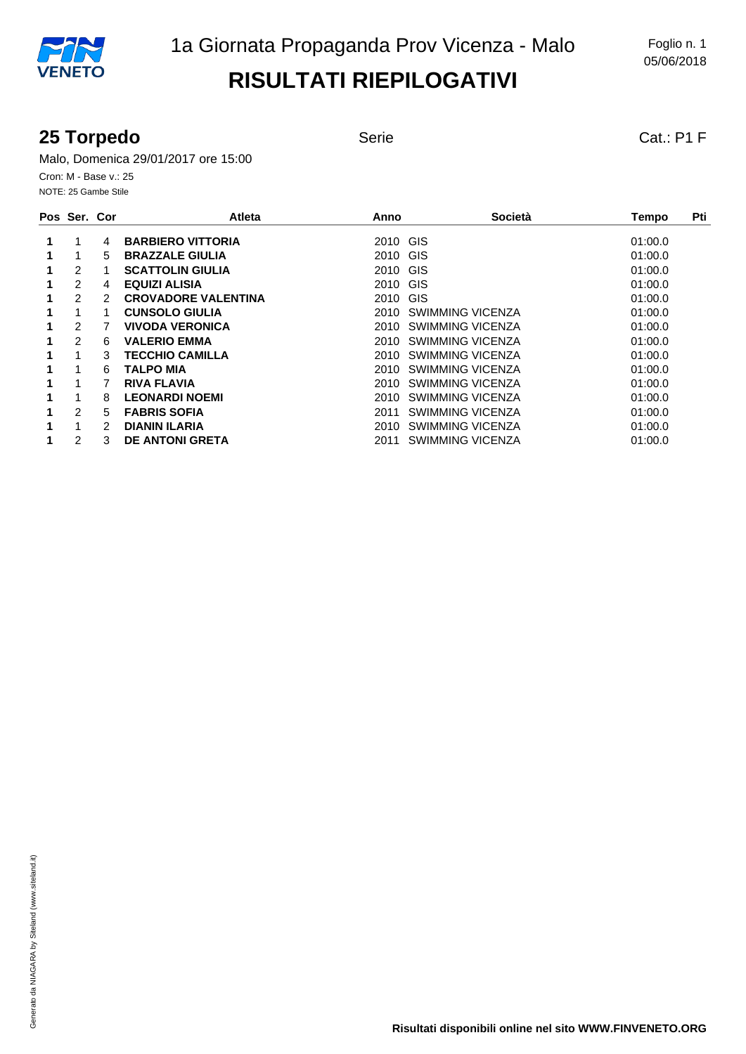# 1a Giornata Propaganda Prov Vicenza - Malo

## RISULTATI RIEPILOGATIVI

Foglio n. 1
05/06/2018

### 25 Torpedo

Serie

Cat.: P1 F

Malo, Domenica 29/01/2017 ore 15:00

Cron: M - Base v.: 25

NOTE: 25 Gambe Stile

| Pos | Ser. | Cor | Atleta | Anno | Società | Tempo | Pti |
|---|---|---|---|---|---|---|---|
| **1** | 1 | 4 | **BARBIERO VITTORIA** | 2010 | GIS | 01:00.0 | |
| **1** | 1 | 5 | **BRAZZALE GIULIA** | 2010 | GIS | 01:00.0 | |
| **1** | 2 | 1 | **SCATTOLIN GIULIA** | 2010 | GIS | 01:00.0 | |
| **1** | 2 | 4 | **EQUIZI ALISIA** | 2010 | GIS | 01:00.0 | |
| **1** | 2 | 2 | **CROVADORE VALENTINA** | 2010 | GIS | 01:00.0 | |
| **1** | 1 | 1 | **CUNSOLO GIULIA** | 2010 | SWIMMING VICENZA | 01:00.0 | |
| **1** | 2 | 7 | **VIVODA VERONICA** | 2010 | SWIMMING VICENZA | 01:00.0 | |
| **1** | 2 | 6 | **VALERIO EMMA** | 2010 | SWIMMING VICENZA | 01:00.0 | |
| **1** | 1 | 3 | **TECCHIO CAMILLA** | 2010 | SWIMMING VICENZA | 01:00.0 | |
| **1** | 1 | 6 | **TALPO MIA** | 2010 | SWIMMING VICENZA | 01:00.0 | |
| **1** | 1 | 7 | **RIVA FLAVIA** | 2010 | SWIMMING VICENZA | 01:00.0 | |
| **1** | 1 | 8 | **LEONARDI NOEMI** | 2010 | SWIMMING VICENZA | 01:00.0 | |
| **1** | 2 | 5 | **FABRIS SOFIA** | 2011 | SWIMMING VICENZA | 01:00.0 | |
| **1** | 1 | 2 | **DIANIN ILARIA** | 2010 | SWIMMING VICENZA | 01:00.0 | |
| **1** | 2 | 3 | **DE ANTONI GRETA** | 2011 | SWIMMING VICENZA | 01:00.0 | |

Generato da NIAGARA by Siteland (www.siteland.it)

**Risultati disponibili online nel sito WWW.FINVENETO.ORG**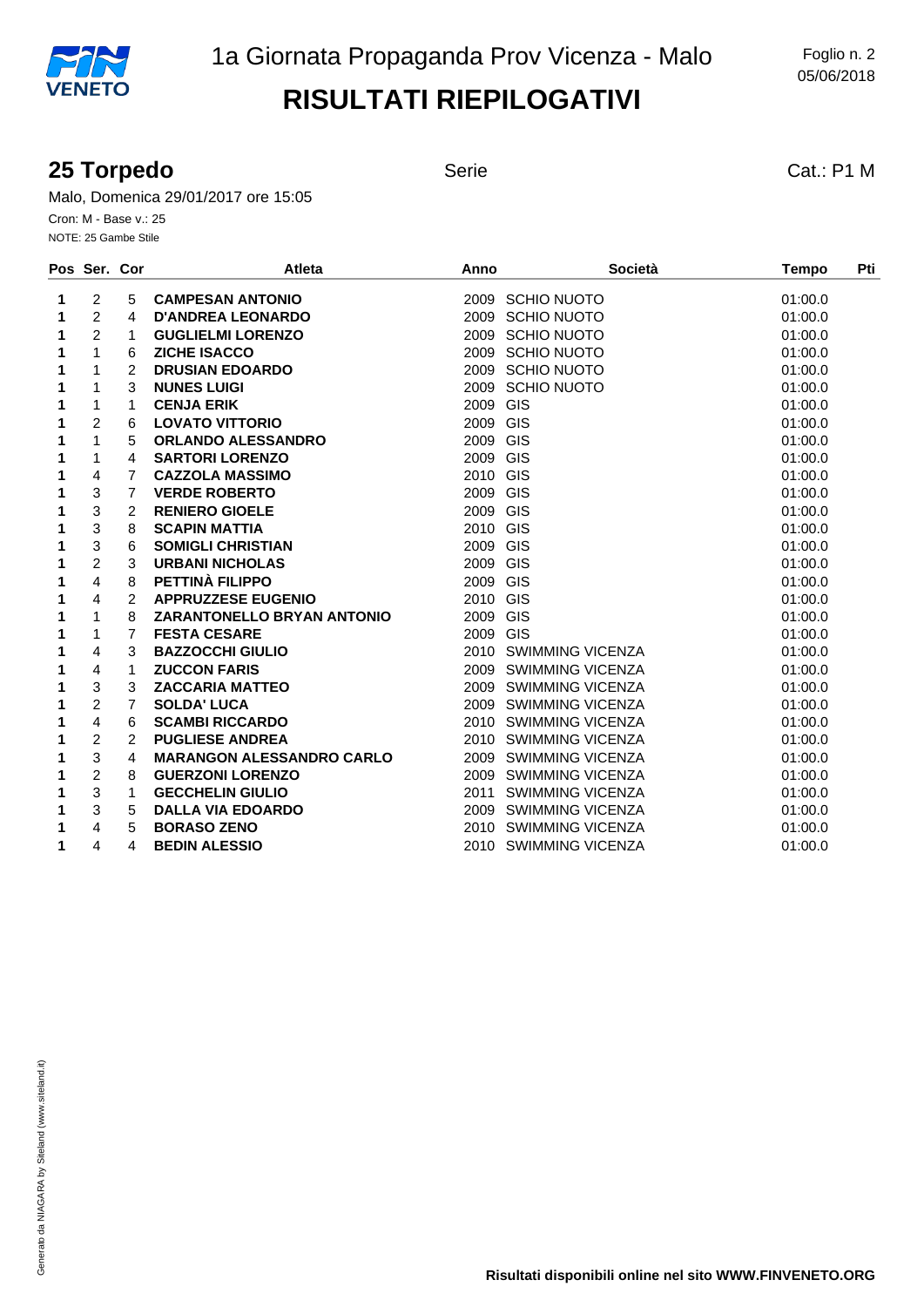# 1a Giornata Propaganda Prov Vicenza - Malo

Foglio n. 2
05/06/2018

## RISULTATI RIEPILOGATIVI

### 25 Torpedo

Serie

Cat.: P1 M

Malo, Domenica 29/01/2017 ore 15:05

Cron: M - Base v.: 25

NOTE: 25 Gambe Stile

| Pos | Ser. | Cor | Atleta | Anno | Società | Tempo | Pti |
|---|---|---|---|---|---|---|---|
| **1** | 2 | 5 | **CAMPESAN ANTONIO** | 2009 | SCHIO NUOTO | 01:00.0 | |
| **1** | 2 | 4 | **D'ANDREA LEONARDO** | 2009 | SCHIO NUOTO | 01:00.0 | |
| **1** | 2 | 1 | **GUGLIELMI LORENZO** | 2009 | SCHIO NUOTO | 01:00.0 | |
| **1** | 1 | 6 | **ZICHE ISACCO** | 2009 | SCHIO NUOTO | 01:00.0 | |
| **1** | 1 | 2 | **DRUSIAN EDOARDO** | 2009 | SCHIO NUOTO | 01:00.0 | |
| **1** | 1 | 3 | **NUNES LUIGI** | 2009 | SCHIO NUOTO | 01:00.0 | |
| **1** | 1 | 1 | **CENJA ERIK** | 2009 | GIS | 01:00.0 | |
| **1** | 2 | 6 | **LOVATO VITTORIO** | 2009 | GIS | 01:00.0 | |
| **1** | 1 | 5 | **ORLANDO ALESSANDRO** | 2009 | GIS | 01:00.0 | |
| **1** | 1 | 4 | **SARTORI LORENZO** | 2009 | GIS | 01:00.0 | |
| **1** | 4 | 7 | **CAZZOLA MASSIMO** | 2010 | GIS | 01:00.0 | |
| **1** | 3 | 7 | **VERDE ROBERTO** | 2009 | GIS | 01:00.0 | |
| **1** | 3 | 2 | **RENIERO GIOELE** | 2009 | GIS | 01:00.0 | |
| **1** | 3 | 8 | **SCAPIN MATTIA** | 2010 | GIS | 01:00.0 | |
| **1** | 3 | 6 | **SOMIGLI CHRISTIAN** | 2009 | GIS | 01:00.0 | |
| **1** | 2 | 3 | **URBANI NICHOLAS** | 2009 | GIS | 01:00.0 | |
| **1** | 4 | 8 | **PETTINÀ FILIPPO** | 2009 | GIS | 01:00.0 | |
| **1** | 4 | 2 | **APPRUZZESE EUGENIO** | 2010 | GIS | 01:00.0 | |
| **1** | 1 | 8 | **ZARANTONELLO BRYAN ANTONIO** | 2009 | GIS | 01:00.0 | |
| **1** | 1 | 7 | **FESTA CESARE** | 2009 | GIS | 01:00.0 | |
| **1** | 4 | 3 | **BAZZOCCHI GIULIO** | 2010 | SWIMMING VICENZA | 01:00.0 | |
| **1** | 4 | 1 | **ZUCCON FARIS** | 2009 | SWIMMING VICENZA | 01:00.0 | |
| **1** | 3 | 3 | **ZACCARIA MATTEO** | 2009 | SWIMMING VICENZA | 01:00.0 | |
| **1** | 2 | 7 | **SOLDA' LUCA** | 2009 | SWIMMING VICENZA | 01:00.0 | |
| **1** | 4 | 6 | **SCAMBI RICCARDO** | 2010 | SWIMMING VICENZA | 01:00.0 | |
| **1** | 2 | 2 | **PUGLIESE ANDREA** | 2010 | SWIMMING VICENZA | 01:00.0 | |
| **1** | 3 | 4 | **MARANGON ALESSANDRO CARLO** | 2009 | SWIMMING VICENZA | 01:00.0 | |
| **1** | 2 | 8 | **GUERZONI LORENZO** | 2009 | SWIMMING VICENZA | 01:00.0 | |
| **1** | 3 | 1 | **GECCHELIN GIULIO** | 2011 | SWIMMING VICENZA | 01:00.0 | |
| **1** | 3 | 5 | **DALLA VIA EDOARDO** | 2009 | SWIMMING VICENZA | 01:00.0 | |
| **1** | 4 | 5 | **BORASO ZENO** | 2010 | SWIMMING VICENZA | 01:00.0 | |
| **1** | 4 | 4 | **BEDIN ALESSIO** | 2010 | SWIMMING VICENZA | 01:00.0 | |

**Risultati disponibili online nel sito WWW.FINVENETO.ORG**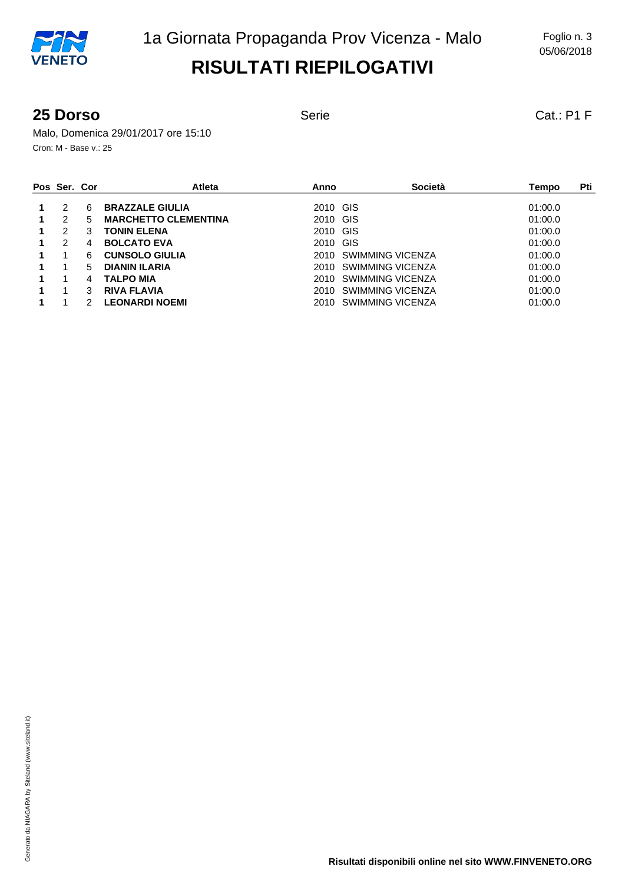# 1a Giornata Propaganda Prov Vicenza - Malo

## RISULTATI RIEPILOGATIVI

### 25 Dorso

Serie

Cat.: P1 F

Malo, Domenica 29/01/2017 ore 15:10

Cron: M - Base v.: 25

| Pos | Ser. | Cor | Atleta | Anno | Società | Tempo | Pti |
|---|---|---|---|---|---|---|---|
| **1** | 2 | 6 | **BRAZZALE GIULIA** | 2010 | GIS | 01:00.0 | |
| **1** | 2 | 5 | **MARCHETTO CLEMENTINA** | 2010 | GIS | 01:00.0 | |
| **1** | 2 | 3 | **TONIN ELENA** | 2010 | GIS | 01:00.0 | |
| **1** | 2 | 4 | **BOLCATO EVA** | 2010 | GIS | 01:00.0 | |
| **1** | 1 | 6 | **CUNSOLO GIULIA** | 2010 | SWIMMING VICENZA | 01:00.0 | |
| **1** | 1 | 5 | **DIANIN ILARIA** | 2010 | SWIMMING VICENZA | 01:00.0 | |
| **1** | 1 | 4 | **TALPO MIA** | 2010 | SWIMMING VICENZA | 01:00.0 | |
| **1** | 1 | 3 | **RIVA FLAVIA** | 2010 | SWIMMING VICENZA | 01:00.0 | |
| **1** | 1 | 2 | **LEONARDI NOEMI** | 2010 | SWIMMING VICENZA | 01:00.0 | |

Generato da NIAGARA by Siteland (www.siteland.it)

**Risultati disponibili online nel sito WWW.FINVENETO.ORG**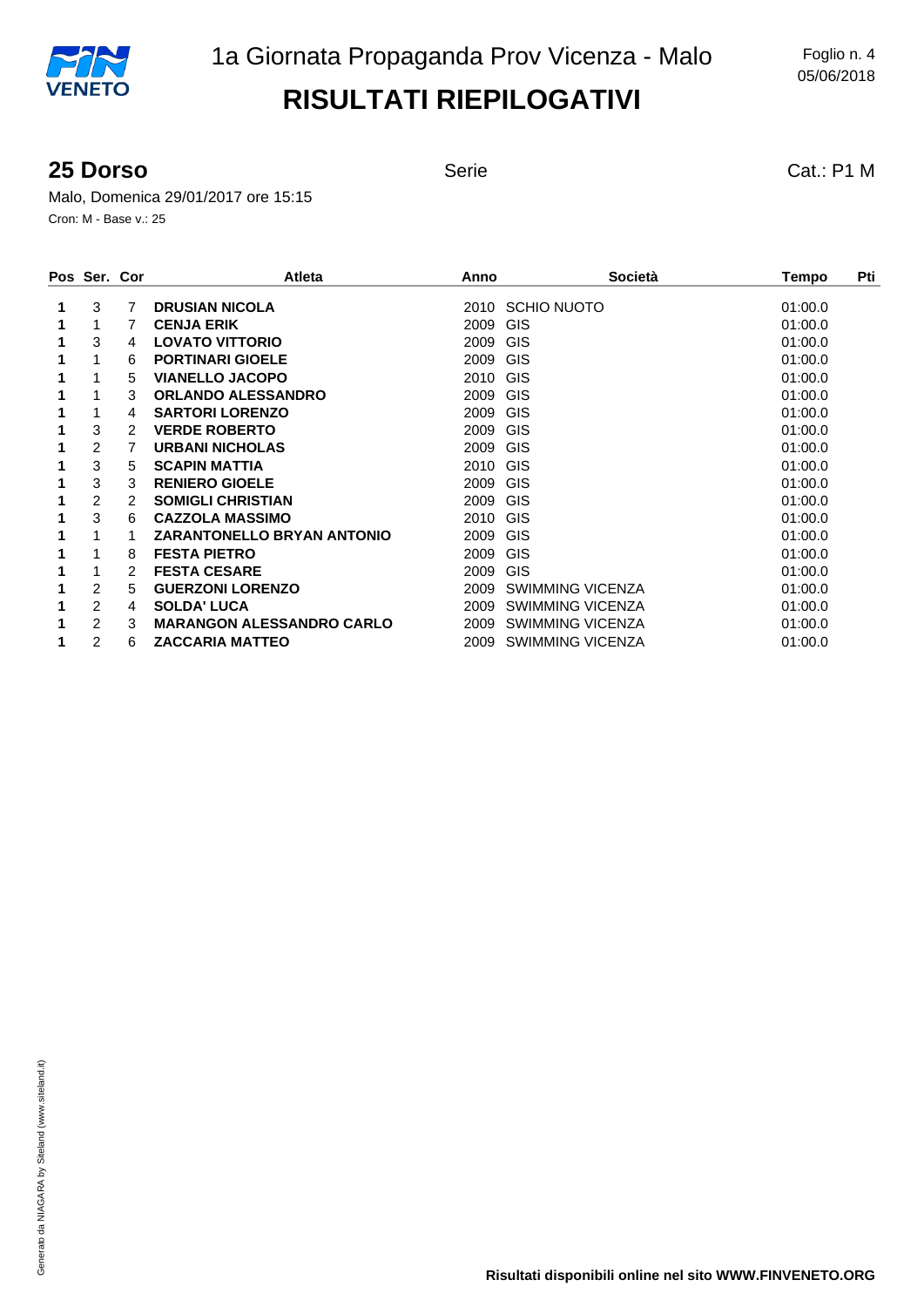# 1a Giornata Propaganda Prov Vicenza - Malo

## RISULTATI RIEPILOGATIVI

Foglio n. 4
05/06/2018

### 25 Dorso

Serie

Cat.: P1 M

Malo, Domenica 29/01/2017 ore 15:15

Cron: M - Base v.: 25

| Pos | Ser. | Cor | Atleta | Anno | Società | Tempo | Pti |
|---|---|---|---|---|---|---|---|
| **1** | 3 | 7 | **DRUSIAN NICOLA** | 2010 | SCHIO NUOTO | 01:00.0 | |
| **1** | 1 | 7 | **CENJA ERIK** | 2009 | GIS | 01:00.0 | |
| **1** | 3 | 4 | **LOVATO VITTORIO** | 2009 | GIS | 01:00.0 | |
| **1** | 1 | 6 | **PORTINARI GIOELE** | 2009 | GIS | 01:00.0 | |
| **1** | 1 | 5 | **VIANELLO JACOPO** | 2010 | GIS | 01:00.0 | |
| **1** | 1 | 3 | **ORLANDO ALESSANDRO** | 2009 | GIS | 01:00.0 | |
| **1** | 1 | 4 | **SARTORI LORENZO** | 2009 | GIS | 01:00.0 | |
| **1** | 3 | 2 | **VERDE ROBERTO** | 2009 | GIS | 01:00.0 | |
| **1** | 2 | 7 | **URBANI NICHOLAS** | 2009 | GIS | 01:00.0 | |
| **1** | 3 | 5 | **SCAPIN MATTIA** | 2010 | GIS | 01:00.0 | |
| **1** | 3 | 3 | **RENIERO GIOELE** | 2009 | GIS | 01:00.0 | |
| **1** | 2 | 2 | **SOMIGLI CHRISTIAN** | 2009 | GIS | 01:00.0 | |
| **1** | 3 | 6 | **CAZZOLA MASSIMO** | 2010 | GIS | 01:00.0 | |
| **1** | 1 | 1 | **ZARANTONELLO BRYAN ANTONIO** | 2009 | GIS | 01:00.0 | |
| **1** | 1 | 8 | **FESTA PIETRO** | 2009 | GIS | 01:00.0 | |
| **1** | 1 | 2 | **FESTA CESARE** | 2009 | GIS | 01:00.0 | |
| **1** | 2 | 5 | **GUERZONI LORENZO** | 2009 | SWIMMING VICENZA | 01:00.0 | |
| **1** | 2 | 4 | **SOLDA' LUCA** | 2009 | SWIMMING VICENZA | 01:00.0 | |
| **1** | 2 | 3 | **MARANGON ALESSANDRO CARLO** | 2009 | SWIMMING VICENZA | 01:00.0 | |
| **1** | 2 | 6 | **ZACCARIA MATTEO** | 2009 | SWIMMING VICENZA | 01:00.0 | |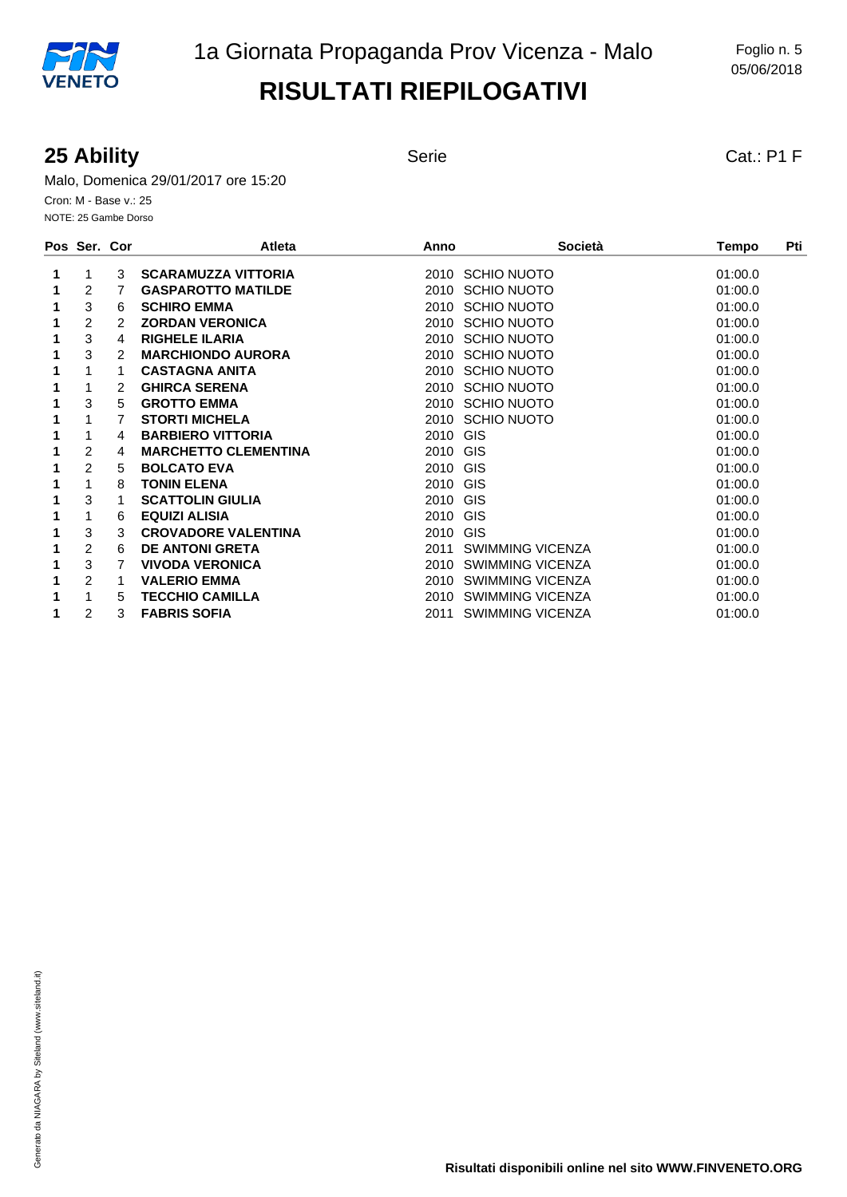# 1a Giornata Propaganda Prov Vicenza - Malo

## RISULTATI RIEPILOGATIVI

### 25 Ability

Serie

Cat.: P1 F

Malo, Domenica 29/01/2017 ore 15:20

Cron: M - Base v.: 25

NOTE: 25 Gambe Dorso

| Pos | Ser. | Cor | Atleta | Anno | Società | Tempo | Pti |
|---|---|---|---|---|---|---|---|
| **1** | 1 | 3 | **SCARAMUZZA VITTORIA** | 2010 | SCHIO NUOTO | 01:00.0 | |
| **1** | 2 | 7 | **GASPAROTTO MATILDE** | 2010 | SCHIO NUOTO | 01:00.0 | |
| **1** | 3 | 6 | **SCHIRO EMMA** | 2010 | SCHIO NUOTO | 01:00.0 | |
| **1** | 2 | 2 | **ZORDAN VERONICA** | 2010 | SCHIO NUOTO | 01:00.0 | |
| **1** | 3 | 4 | **RIGHELE ILARIA** | 2010 | SCHIO NUOTO | 01:00.0 | |
| **1** | 3 | 2 | **MARCHIONDO AURORA** | 2010 | SCHIO NUOTO | 01:00.0 | |
| **1** | 1 | 1 | **CASTAGNA ANITA** | 2010 | SCHIO NUOTO | 01:00.0 | |
| **1** | 1 | 2 | **GHIRCA SERENA** | 2010 | SCHIO NUOTO | 01:00.0 | |
| **1** | 3 | 5 | **GROTTO EMMA** | 2010 | SCHIO NUOTO | 01:00.0 | |
| **1** | 1 | 7 | **STORTI MICHELA** | 2010 | SCHIO NUOTO | 01:00.0 | |
| **1** | 1 | 4 | **BARBIERO VITTORIA** | 2010 | GIS | 01:00.0 | |
| **1** | 2 | 4 | **MARCHETTO CLEMENTINA** | 2010 | GIS | 01:00.0 | |
| **1** | 2 | 5 | **BOLCATO EVA** | 2010 | GIS | 01:00.0 | |
| **1** | 1 | 8 | **TONIN ELENA** | 2010 | GIS | 01:00.0 | |
| **1** | 3 | 1 | **SCATTOLIN GIULIA** | 2010 | GIS | 01:00.0 | |
| **1** | 1 | 6 | **EQUIZI ALISIA** | 2010 | GIS | 01:00.0 | |
| **1** | 3 | 3 | **CROVADORE VALENTINA** | 2010 | GIS | 01:00.0 | |
| **1** | 2 | 6 | **DE ANTONI GRETA** | 2011 | SWIMMING VICENZA | 01:00.0 | |
| **1** | 3 | 7 | **VIVODA VERONICA** | 2010 | SWIMMING VICENZA | 01:00.0 | |
| **1** | 2 | 1 | **VALERIO EMMA** | 2010 | SWIMMING VICENZA | 01:00.0 | |
| **1** | 1 | 5 | **TECCHIO CAMILLA** | 2010 | SWIMMING VICENZA | 01:00.0 | |
| **1** | 2 | 3 | **FABRIS SOFIA** | 2011 | SWIMMING VICENZA | 01:00.0 | |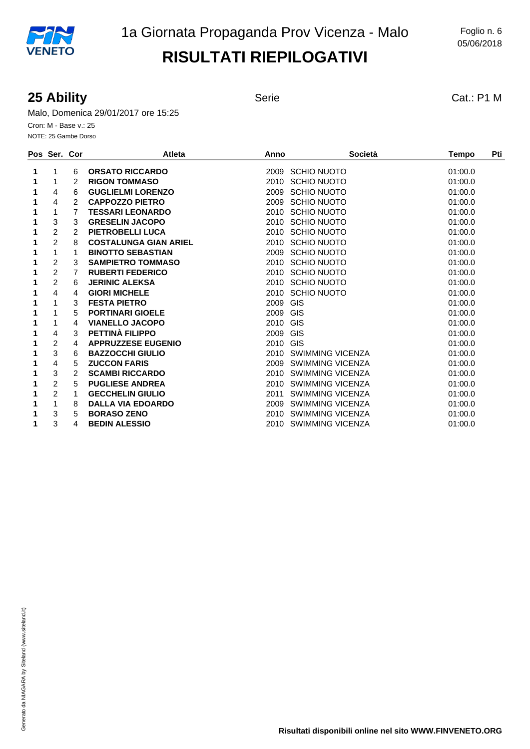1a Giornata Propaganda Prov Vicenza - Malo

# RISULTATI RIEPILOGATIVI

Foglio n. 6
05/06/2018

## 25 Ability

Serie

Cat.: P1 M

Malo, Domenica 29/01/2017 ore 15:25

Cron: M - Base v.: 25

NOTE: 25 Gambe Dorso

| Pos | Ser. | Cor | Atleta | Anno | Società | Tempo | Pti |
|---|---|---|---|---|---|---|---|
| **1** | 1 | 6 | **ORSATO RICCARDO** | 2009 | SCHIO NUOTO | 01:00.0 | |
| **1** | 1 | 2 | **RIGON TOMMASO** | 2010 | SCHIO NUOTO | 01:00.0 | |
| **1** | 4 | 6 | **GUGLIELMI LORENZO** | 2009 | SCHIO NUOTO | 01:00.0 | |
| **1** | 4 | 2 | **CAPPOZZO PIETRO** | 2009 | SCHIO NUOTO | 01:00.0 | |
| **1** | 1 | 7 | **TESSARI LEONARDO** | 2010 | SCHIO NUOTO | 01:00.0 | |
| **1** | 3 | 3 | **GRESELIN JACOPO** | 2010 | SCHIO NUOTO | 01:00.0 | |
| **1** | 2 | 2 | **PIETROBELLI LUCA** | 2010 | SCHIO NUOTO | 01:00.0 | |
| **1** | 2 | 8 | **COSTALUNGA GIAN ARIEL** | 2010 | SCHIO NUOTO | 01:00.0 | |
| **1** | 1 | 1 | **BINOTTO SEBASTIAN** | 2009 | SCHIO NUOTO | 01:00.0 | |
| **1** | 2 | 3 | **SAMPIETRO TOMMASO** | 2010 | SCHIO NUOTO | 01:00.0 | |
| **1** | 2 | 7 | **RUBERTI FEDERICO** | 2010 | SCHIO NUOTO | 01:00.0 | |
| **1** | 2 | 6 | **JERINIC ALEKSA** | 2010 | SCHIO NUOTO | 01:00.0 | |
| **1** | 4 | 4 | **GIORI MICHELE** | 2010 | SCHIO NUOTO | 01:00.0 | |
| **1** | 1 | 3 | **FESTA PIETRO** | 2009 | GIS | 01:00.0 | |
| **1** | 1 | 5 | **PORTINARI GIOELE** | 2009 | GIS | 01:00.0 | |
| **1** | 1 | 4 | **VIANELLO JACOPO** | 2010 | GIS | 01:00.0 | |
| **1** | 4 | 3 | **PETTINÀ FILIPPO** | 2009 | GIS | 01:00.0 | |
| **1** | 2 | 4 | **APPRUZZESE EUGENIO** | 2010 | GIS | 01:00.0 | |
| **1** | 3 | 6 | **BAZZOCCHI GIULIO** | 2010 | SWIMMING VICENZA | 01:00.0 | |
| **1** | 4 | 5 | **ZUCCON FARIS** | 2009 | SWIMMING VICENZA | 01:00.0 | |
| **1** | 3 | 2 | **SCAMBI RICCARDO** | 2010 | SWIMMING VICENZA | 01:00.0 | |
| **1** | 2 | 5 | **PUGLIESE ANDREA** | 2010 | SWIMMING VICENZA | 01:00.0 | |
| **1** | 2 | 1 | **GECCHELIN GIULIO** | 2011 | SWIMMING VICENZA | 01:00.0 | |
| **1** | 1 | 8 | **DALLA VIA EDOARDO** | 2009 | SWIMMING VICENZA | 01:00.0 | |
| **1** | 3 | 5 | **BORASO ZENO** | 2010 | SWIMMING VICENZA | 01:00.0 | |
| **1** | 3 | 4 | **BEDIN ALESSIO** | 2010 | SWIMMING VICENZA | 01:00.0 | |

Generato da NIAGARA by Siteland (www.siteland.it)

**Risultati disponibili online nel sito WWW.FINVENETO.ORG**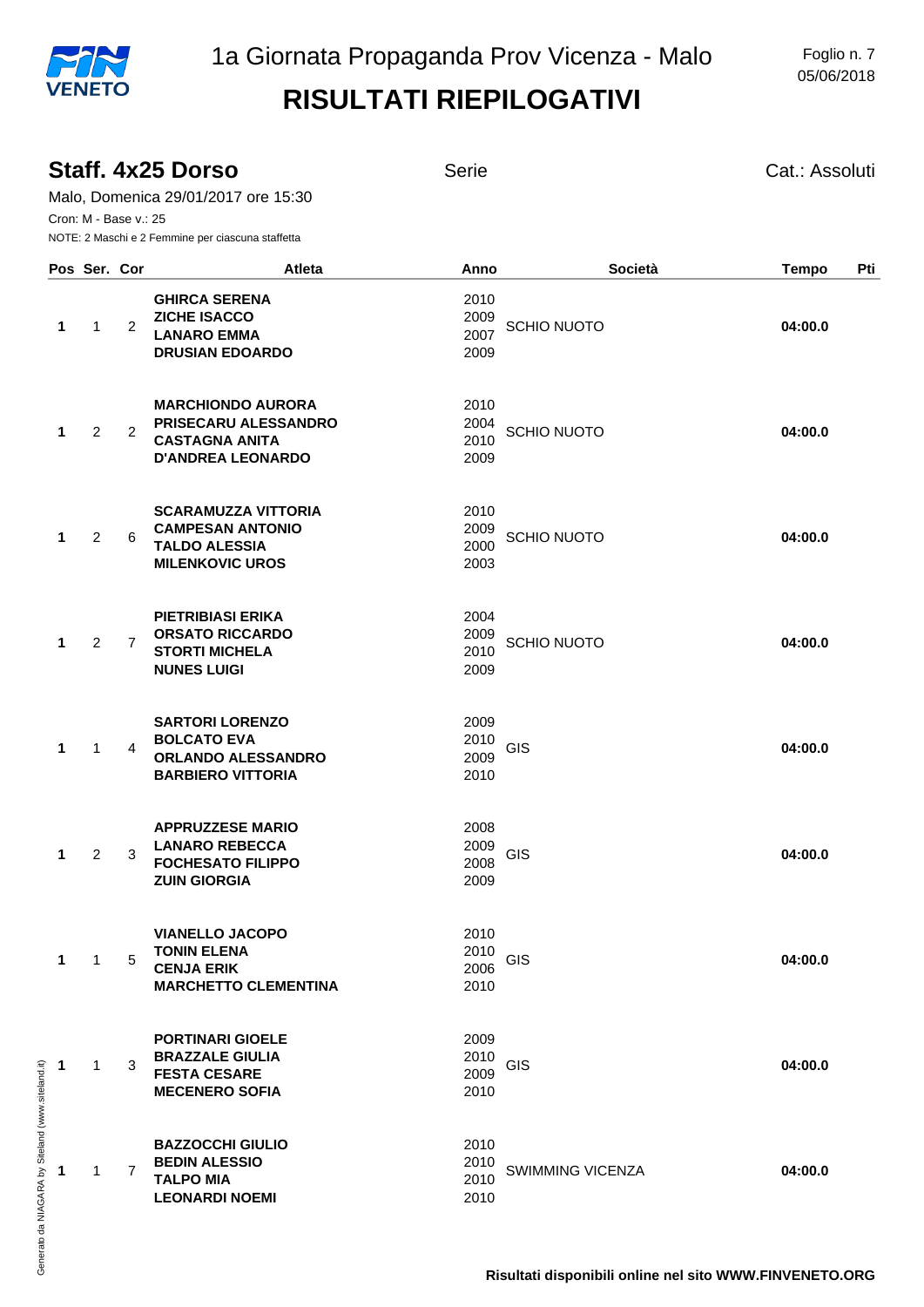# 1a Giornata Propaganda Prov Vicenza - Malo

## RISULTATI RIEPILOGATIVI

### Staff. 4x25 Dorso

Serie — Cat.: Assoluti

Malo, Domenica 29/01/2017 ore 15:30

Cron: M - Base v.: 25

NOTE: 2 Maschi e 2 Femmine per ciascuna staffetta

| Pos | Ser. | Cor | Atleta | Anno | Società | Tempo | Pti |
|---|---|---|---|---|---|---|---|
| **1** | 1 | 2 | **GHIRCA SERENA**<br>**ZICHE ISACCO**<br>**LANARO EMMA**<br>**DRUSIAN EDOARDO** | 2010<br>2009<br>2007<br>2009 | SCHIO NUOTO | **04:00.0** | |
| **1** | 2 | 2 | **MARCHIONDO AURORA**<br>**PRISECARU ALESSANDRO**<br>**CASTAGNA ANITA**<br>**D'ANDREA LEONARDO** | 2010<br>2004<br>2010<br>2009 | SCHIO NUOTO | **04:00.0** | |
| **1** | 2 | 6 | **SCARAMUZZA VITTORIA**<br>**CAMPESAN ANTONIO**<br>**TALDO ALESSIA**<br>**MILENKOVIC UROS** | 2010<br>2009<br>2000<br>2003 | SCHIO NUOTO | **04:00.0** | |
| **1** | 2 | 7 | **PIETRIBIASI ERIKA**<br>**ORSATO RICCARDO**<br>**STORTI MICHELA**<br>**NUNES LUIGI** | 2004<br>2009<br>2010<br>2009 | SCHIO NUOTO | **04:00.0** | |
| **1** | 1 | 4 | **SARTORI LORENZO**<br>**BOLCATO EVA**<br>**ORLANDO ALESSANDRO**<br>**BARBIERO VITTORIA** | 2009<br>2010<br>2009<br>2010 | GIS | **04:00.0** | |
| **1** | 2 | 3 | **APPRUZZESE MARIO**<br>**LANARO REBECCA**<br>**FOCHESATO FILIPPO**<br>**ZUIN GIORGIA** | 2008<br>2009<br>2008<br>2009 | GIS | **04:00.0** | |
| **1** | 1 | 5 | **VIANELLO JACOPO**<br>**TONIN ELENA**<br>**CENJA ERIK**<br>**MARCHETTO CLEMENTINA** | 2010<br>2010<br>2006<br>2010 | GIS | **04:00.0** | |
| **1** | 1 | 3 | **PORTINARI GIOELE**<br>**BRAZZALE GIULIA**<br>**FESTA CESARE**<br>**MECENERO SOFIA** | 2009<br>2010<br>2009<br>2010 | GIS | **04:00.0** | |
| **1** | 1 | 7 | **BAZZOCCHI GIULIO**<br>**BEDIN ALESSIO**<br>**TALPO MIA**<br>**LEONARDI NOEMI** | 2010<br>2010<br>2010<br>2010 | SWIMMING VICENZA | **04:00.0** | |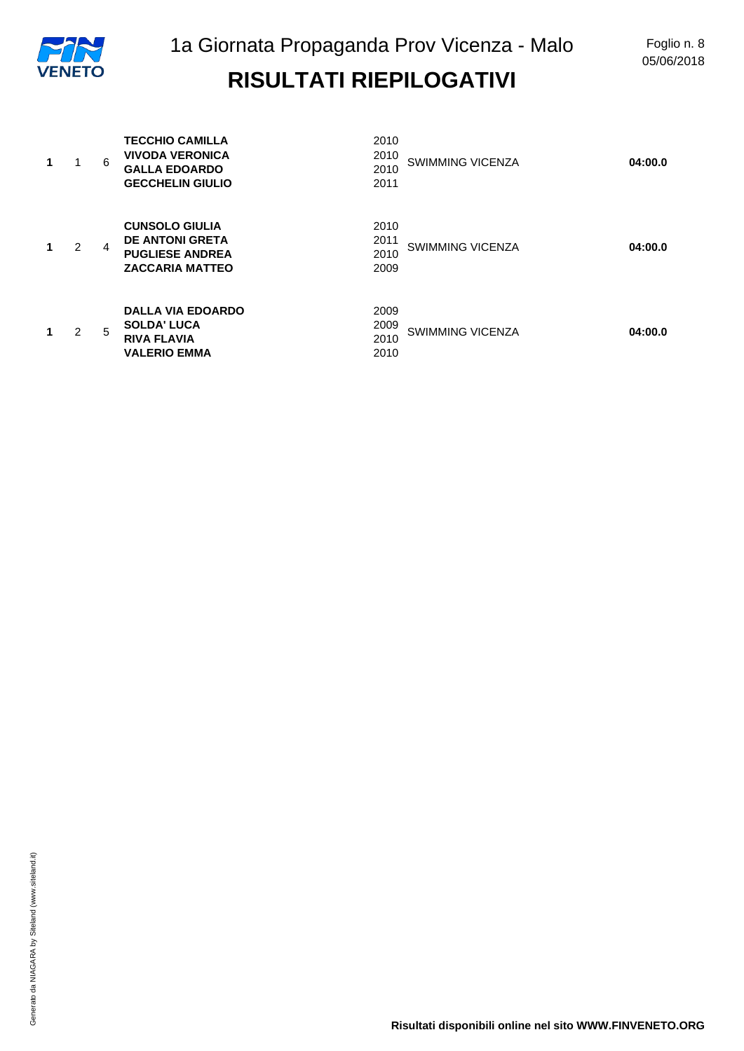# 1a Giornata Propaganda Prov Vicenza - Malo

## RISULTATI RIEPILOGATIVI

| | | | | | | |
|---|---|---|---|---|---|---|
| **1** | 1 | 6 | **TECCHIO CAMILLA**<br>**VIVODA VERONICA**<br>**GALLA EDOARDO**<br>**GECCHELIN GIULIO** | 2010<br>2010<br>2010<br>2011 | SWIMMING VICENZA | **04:00.0** |
| **1** | 2 | 4 | **CUNSOLO GIULIA**<br>**DE ANTONI GRETA**<br>**PUGLIESE ANDREA**<br>**ZACCARIA MATTEO** | 2010<br>2011<br>2010<br>2009 | SWIMMING VICENZA | **04:00.0** |
| **1** | 2 | 5 | **DALLA VIA EDOARDO**<br>**SOLDA' LUCA**<br>**RIVA FLAVIA**<br>**VALERIO EMMA** | 2009<br>2009<br>2010<br>2010 | SWIMMING VICENZA | **04:00.0** |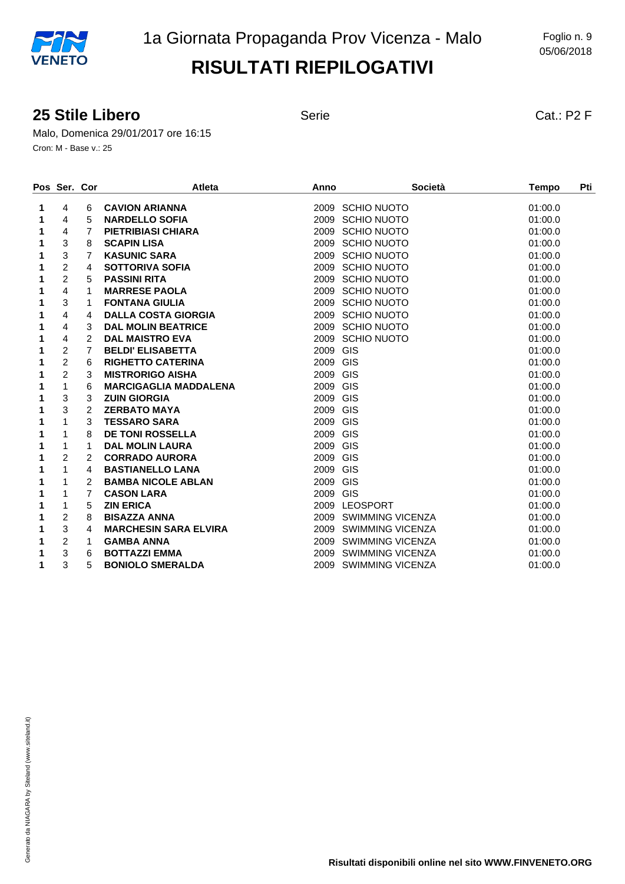# 1a Giornata Propaganda Prov Vicenza - Malo

## RISULTATI RIEPILOGATIVI

Foglio n. 9
05/06/2018

### 25 Stile Libero

Serie

Cat.: P2 F

Malo, Domenica 29/01/2017 ore 16:15
Cron: M - Base v.: 25

| Pos | Ser. | Cor | Atleta | Anno | Società | Tempo | Pti |
|---|---|---|---|---|---|---|---|
| 1 | 4 | 6 | **CAVION ARIANNA** | 2009 | SCHIO NUOTO | 01:00.0 | |
| 1 | 4 | 5 | **NARDELLO SOFIA** | 2009 | SCHIO NUOTO | 01:00.0 | |
| 1 | 4 | 7 | **PIETRIBIASI CHIARA** | 2009 | SCHIO NUOTO | 01:00.0 | |
| 1 | 3 | 8 | **SCAPIN LISA** | 2009 | SCHIO NUOTO | 01:00.0 | |
| 1 | 3 | 7 | **KASUNIC SARA** | 2009 | SCHIO NUOTO | 01:00.0 | |
| 1 | 2 | 4 | **SOTTORIVA SOFIA** | 2009 | SCHIO NUOTO | 01:00.0 | |
| 1 | 2 | 5 | **PASSINI RITA** | 2009 | SCHIO NUOTO | 01:00.0 | |
| 1 | 4 | 1 | **MARRESE PAOLA** | 2009 | SCHIO NUOTO | 01:00.0 | |
| 1 | 3 | 1 | **FONTANA GIULIA** | 2009 | SCHIO NUOTO | 01:00.0 | |
| 1 | 4 | 4 | **DALLA COSTA GIORGIA** | 2009 | SCHIO NUOTO | 01:00.0 | |
| 1 | 4 | 3 | **DAL MOLIN BEATRICE** | 2009 | SCHIO NUOTO | 01:00.0 | |
| 1 | 4 | 2 | **DAL MAISTRO EVA** | 2009 | SCHIO NUOTO | 01:00.0 | |
| 1 | 2 | 7 | **BELDI' ELISABETTA** | 2009 | GIS | 01:00.0 | |
| 1 | 2 | 6 | **RIGHETTO CATERINA** | 2009 | GIS | 01:00.0 | |
| 1 | 2 | 3 | **MISTRORIGO AISHA** | 2009 | GIS | 01:00.0 | |
| 1 | 1 | 6 | **MARCIGAGLIA MADDALENA** | 2009 | GIS | 01:00.0 | |
| 1 | 3 | 3 | **ZUIN GIORGIA** | 2009 | GIS | 01:00.0 | |
| 1 | 3 | 2 | **ZERBATO MAYA** | 2009 | GIS | 01:00.0 | |
| 1 | 1 | 3 | **TESSARO SARA** | 2009 | GIS | 01:00.0 | |
| 1 | 1 | 8 | **DE TONI ROSSELLA** | 2009 | GIS | 01:00.0 | |
| 1 | 1 | 1 | **DAL MOLIN LAURA** | 2009 | GIS | 01:00.0 | |
| 1 | 2 | 2 | **CORRADO AURORA** | 2009 | GIS | 01:00.0 | |
| 1 | 1 | 4 | **BASTIANELLO LANA** | 2009 | GIS | 01:00.0 | |
| 1 | 1 | 2 | **BAMBA NICOLE ABLAN** | 2009 | GIS | 01:00.0 | |
| 1 | 1 | 7 | **CASON LARA** | 2009 | GIS | 01:00.0 | |
| 1 | 1 | 5 | **ZIN ERICA** | 2009 | LEOSPORT | 01:00.0 | |
| 1 | 2 | 8 | **BISAZZA ANNA** | 2009 | SWIMMING VICENZA | 01:00.0 | |
| 1 | 3 | 4 | **MARCHESIN SARA ELVIRA** | 2009 | SWIMMING VICENZA | 01:00.0 | |
| 1 | 2 | 1 | **GAMBA ANNA** | 2009 | SWIMMING VICENZA | 01:00.0 | |
| 1 | 3 | 6 | **BOTTAZZI EMMA** | 2009 | SWIMMING VICENZA | 01:00.0 | |
| 1 | 3 | 5 | **BONIOLO SMERALDA** | 2009 | SWIMMING VICENZA | 01:00.0 | |

Generato da NIAGARA by Siteland (www.siteland.it)

**Risultati disponibili online nel sito WWW.FINVENETO.ORG**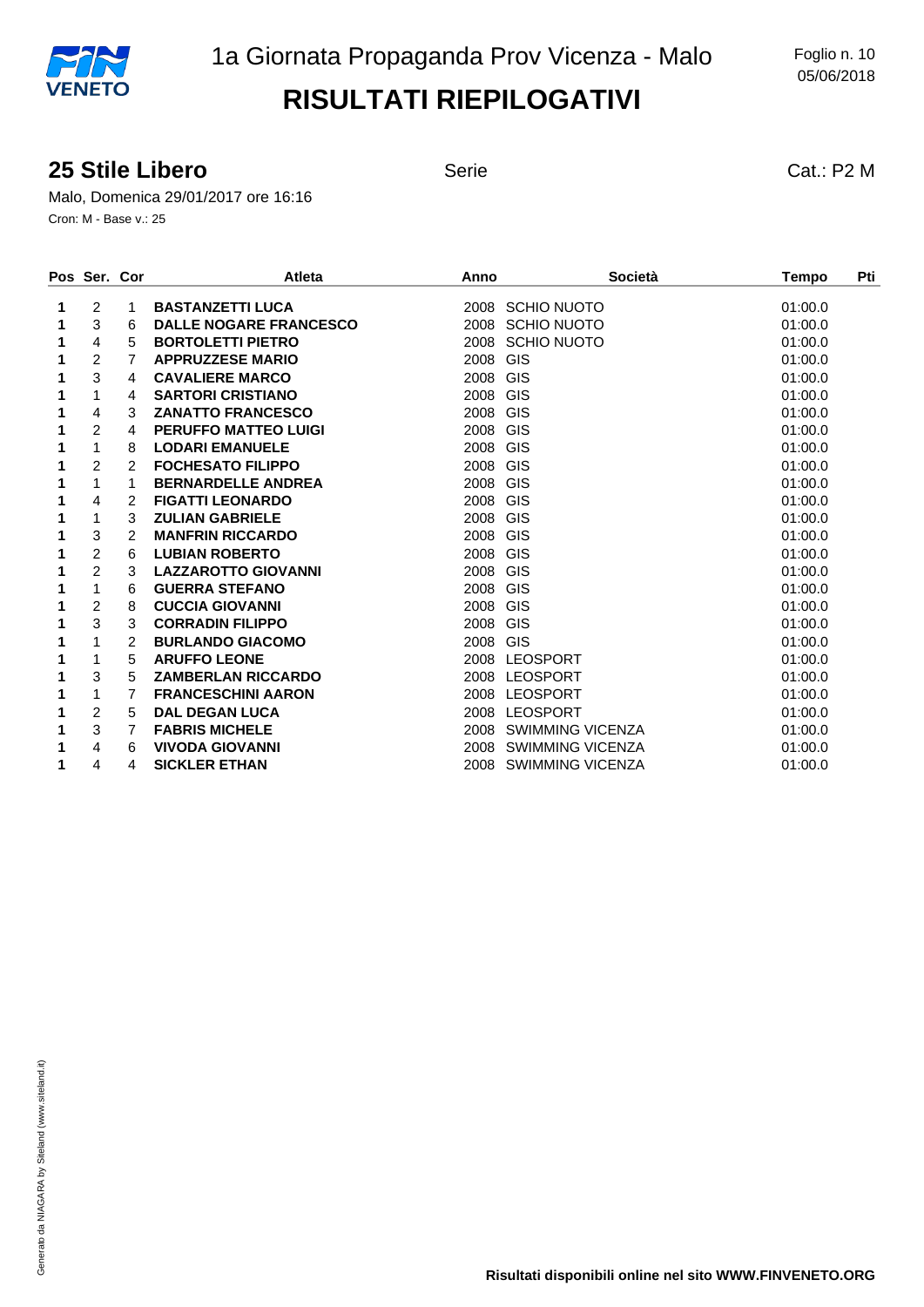# 1a Giornata Propaganda Prov Vicenza - Malo

## RISULTATI RIEPILOGATIVI

### 25 Stile Libero

Serie

Cat.: P2 M

Malo, Domenica 29/01/2017 ore 16:16

Cron: M - Base v.: 25

| Pos | Ser. | Cor | Atleta | Anno | Società | Tempo | Pti |
|---|---|---|---|---|---|---|---|
| 1 | 2 | 1 | **BASTANZETTI LUCA** | 2008 | SCHIO NUOTO | 01:00.0 | |
| 1 | 3 | 6 | **DALLE NOGARE FRANCESCO** | 2008 | SCHIO NUOTO | 01:00.0 | |
| 1 | 4 | 5 | **BORTOLETTI PIETRO** | 2008 | SCHIO NUOTO | 01:00.0 | |
| 1 | 2 | 7 | **APPRUZZESE MARIO** | 2008 | GIS | 01:00.0 | |
| 1 | 3 | 4 | **CAVALIERE MARCO** | 2008 | GIS | 01:00.0 | |
| 1 | 1 | 4 | **SARTORI CRISTIANO** | 2008 | GIS | 01:00.0 | |
| 1 | 4 | 3 | **ZANATTO FRANCESCO** | 2008 | GIS | 01:00.0 | |
| 1 | 2 | 4 | **PERUFFO MATTEO LUIGI** | 2008 | GIS | 01:00.0 | |
| 1 | 1 | 8 | **LODARI EMANUELE** | 2008 | GIS | 01:00.0 | |
| 1 | 2 | 2 | **FOCHESATO FILIPPO** | 2008 | GIS | 01:00.0 | |
| 1 | 1 | 1 | **BERNARDELLE ANDREA** | 2008 | GIS | 01:00.0 | |
| 1 | 4 | 2 | **FIGATTI LEONARDO** | 2008 | GIS | 01:00.0 | |
| 1 | 1 | 3 | **ZULIAN GABRIELE** | 2008 | GIS | 01:00.0 | |
| 1 | 3 | 2 | **MANFRIN RICCARDO** | 2008 | GIS | 01:00.0 | |
| 1 | 2 | 6 | **LUBIAN ROBERTO** | 2008 | GIS | 01:00.0 | |
| 1 | 2 | 3 | **LAZZAROTTO GIOVANNI** | 2008 | GIS | 01:00.0 | |
| 1 | 1 | 6 | **GUERRA STEFANO** | 2008 | GIS | 01:00.0 | |
| 1 | 2 | 8 | **CUCCIA GIOVANNI** | 2008 | GIS | 01:00.0 | |
| 1 | 3 | 3 | **CORRADIN FILIPPO** | 2008 | GIS | 01:00.0 | |
| 1 | 1 | 2 | **BURLANDO GIACOMO** | 2008 | GIS | 01:00.0 | |
| 1 | 1 | 5 | **ARUFFO LEONE** | 2008 | LEOSPORT | 01:00.0 | |
| 1 | 3 | 5 | **ZAMBERLAN RICCARDO** | 2008 | LEOSPORT | 01:00.0 | |
| 1 | 1 | 7 | **FRANCESCHINI AARON** | 2008 | LEOSPORT | 01:00.0 | |
| 1 | 2 | 5 | **DAL DEGAN LUCA** | 2008 | LEOSPORT | 01:00.0 | |
| 1 | 3 | 7 | **FABRIS MICHELE** | 2008 | SWIMMING VICENZA | 01:00.0 | |
| 1 | 4 | 6 | **VIVODA GIOVANNI** | 2008 | SWIMMING VICENZA | 01:00.0 | |
| 1 | 4 | 4 | **SICKLER ETHAN** | 2008 | SWIMMING VICENZA | 01:00.0 | |

**Risultati disponibili online nel sito WWW.FINVENETO.ORG**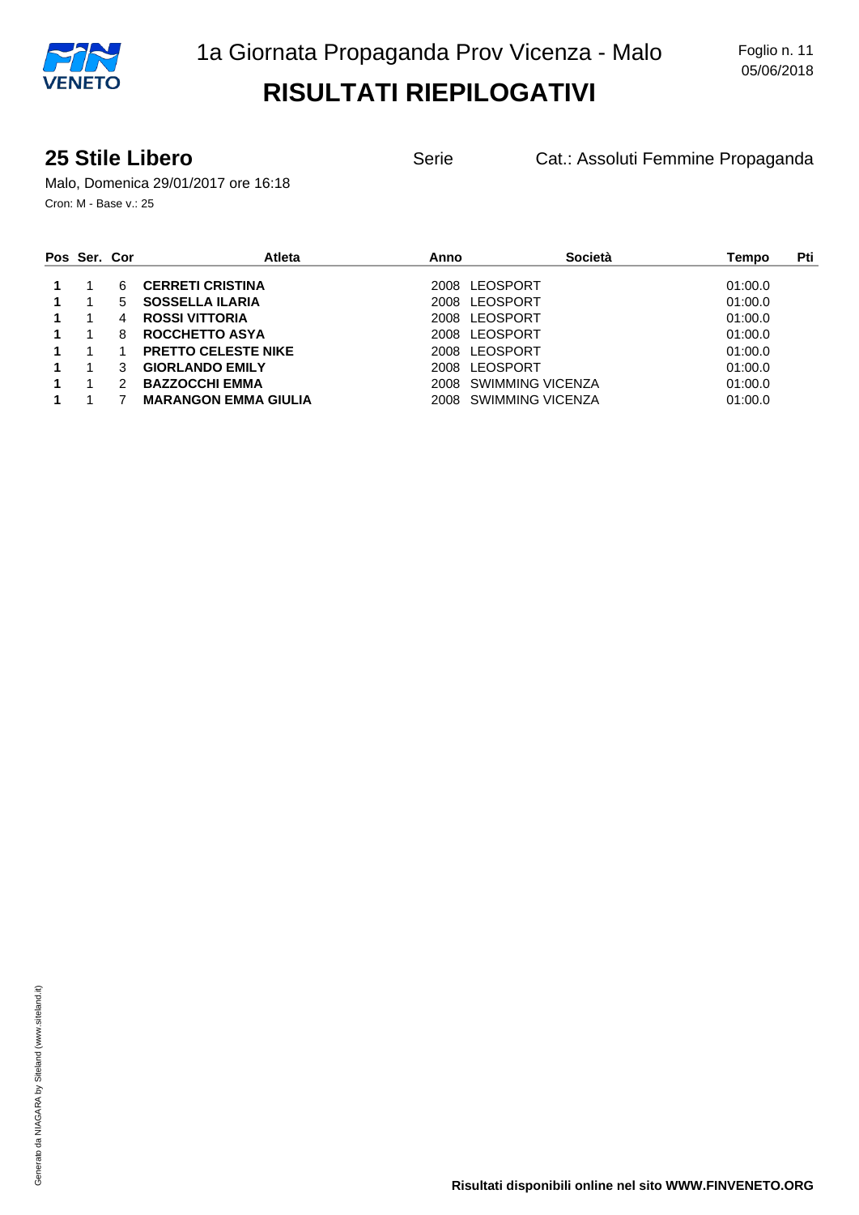## 25 Stile Libero

Serie

Cat.: Assoluti Femmine Propaganda

Malo, Domenica 29/01/2017 ore 16:18

Cron: M - Base v.: 25

| Pos | Ser. | Cor | Atleta | Anno | Società | Tempo | Pti |
|---|---|---|---|---|---|---|---|
| **1** | 1 | 6 | **CERRETI CRISTINA** | 2008 | LEOSPORT | 01:00.0 | |
| **1** | 1 | 5 | **SOSSELLA ILARIA** | 2008 | LEOSPORT | 01:00.0 | |
| **1** | 1 | 4 | **ROSSI VITTORIA** | 2008 | LEOSPORT | 01:00.0 | |
| **1** | 1 | 8 | **ROCCHETTO ASYA** | 2008 | LEOSPORT | 01:00.0 | |
| **1** | 1 | 1 | **PRETTO CELESTE NIKE** | 2008 | LEOSPORT | 01:00.0 | |
| **1** | 1 | 3 | **GIORLANDO EMILY** | 2008 | LEOSPORT | 01:00.0 | |
| **1** | 1 | 2 | **BAZZOCCHI EMMA** | 2008 | SWIMMING VICENZA | 01:00.0 | |
| **1** | 1 | 7 | **MARANGON EMMA GIULIA** | 2008 | SWIMMING VICENZA | 01:00.0 | |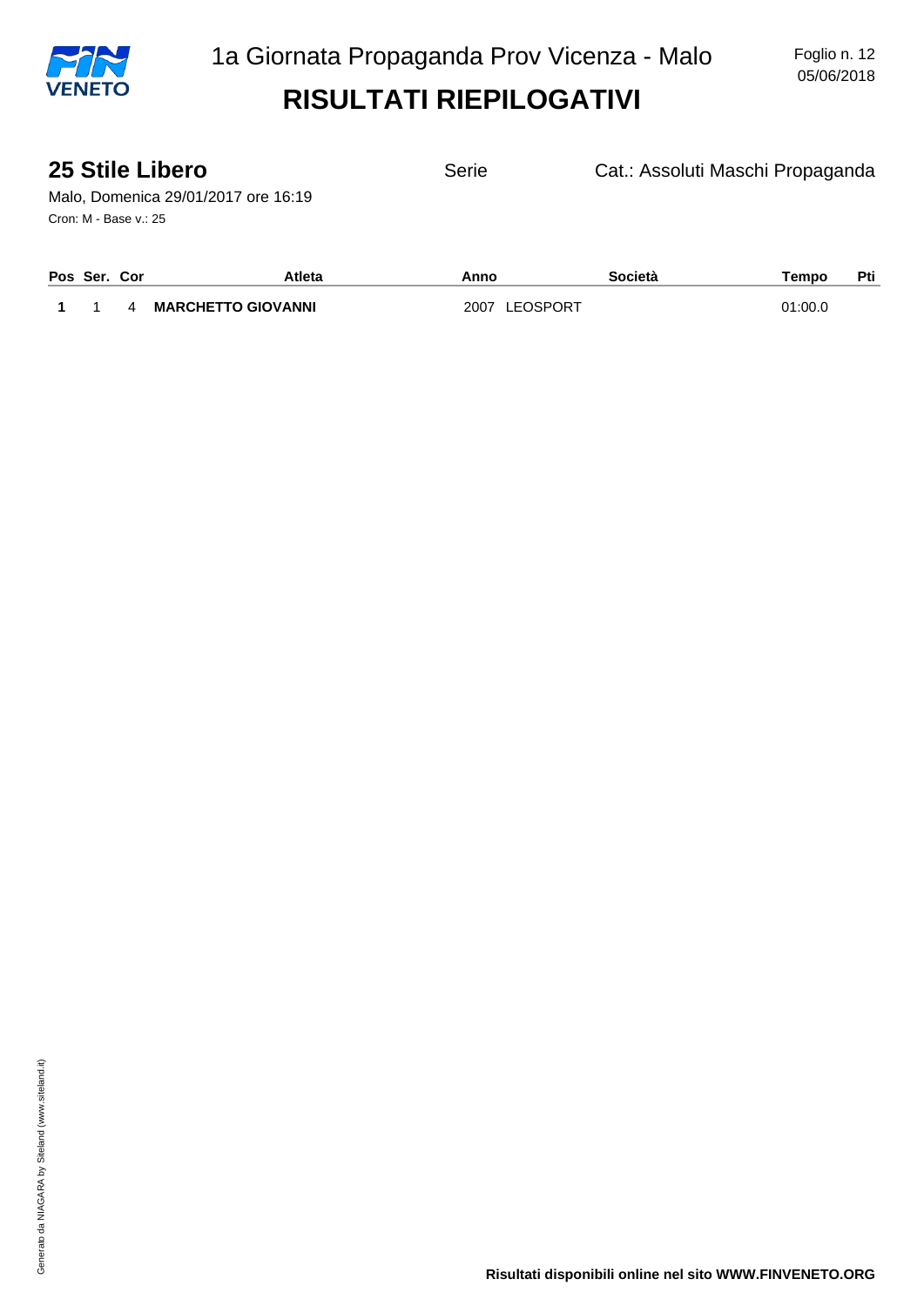# 1a Giornata Propaganda Prov Vicenza - Malo

## RISULTATI RIEPILOGATIVI

### 25 Stile Libero

Serie — Cat.: Assoluti Maschi Propaganda

Malo, Domenica 29/01/2017 ore 16:19

Cron: M - Base v.: 25

| Pos | Ser. | Cor | Atleta | Anno | Società | Tempo | Pti |
|---|---|---|---|---|---|---|---|
| **1** | 1 | 4 | **MARCHETTO GIOVANNI** | 2007 | LEOSPORT | 01:00.0 | |

Generato da NIAGARA by Siteland (www.siteland.it)

**Risultati disponibili online nel sito WWW.FINVENETO.ORG**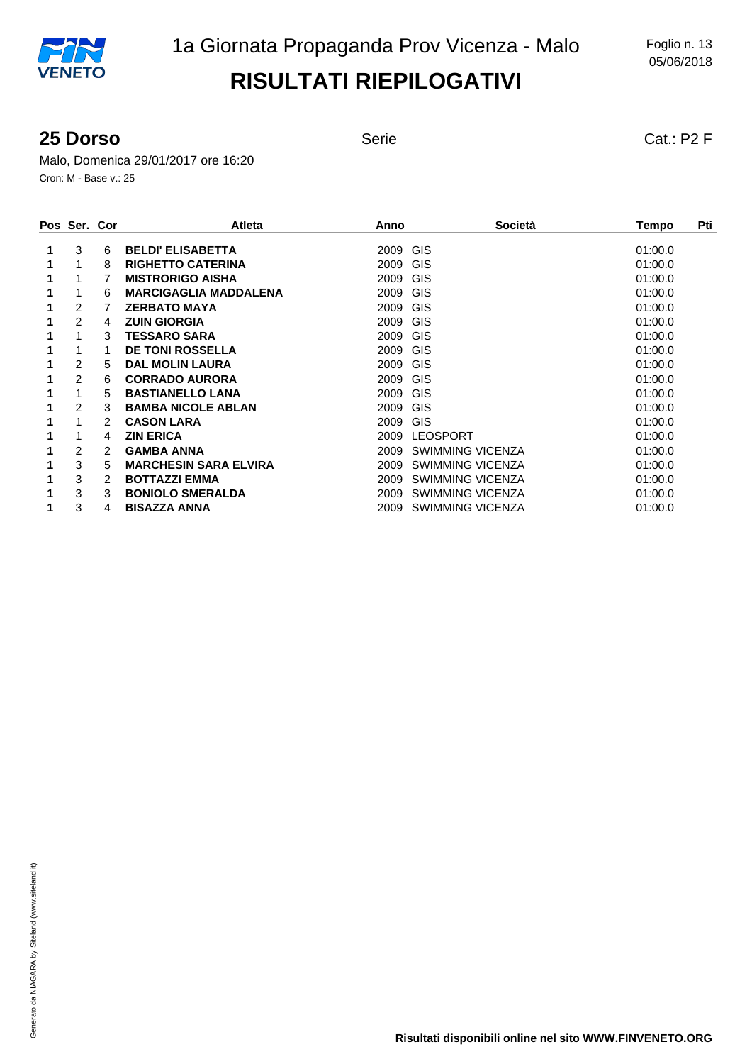# 1a Giornata Propaganda Prov Vicenza - Malo

## RISULTATI RIEPILOGATIVI

### 25 Dorso

Serie

Cat.: P2 F

Malo, Domenica 29/01/2017 ore 16:20

Cron: M - Base v.: 25

| Pos | Ser. | Cor | Atleta | Anno | Società | Tempo | Pti |
|---|---|---|---|---|---|---|---|
| **1** | 3 | 6 | **BELDI' ELISABETTA** | 2009 | GIS | 01:00.0 | |
| **1** | 1 | 8 | **RIGHETTO CATERINA** | 2009 | GIS | 01:00.0 | |
| **1** | 1 | 7 | **MISTRORIGO AISHA** | 2009 | GIS | 01:00.0 | |
| **1** | 1 | 6 | **MARCIGAGLIA MADDALENA** | 2009 | GIS | 01:00.0 | |
| **1** | 2 | 7 | **ZERBATO MAYA** | 2009 | GIS | 01:00.0 | |
| **1** | 2 | 4 | **ZUIN GIORGIA** | 2009 | GIS | 01:00.0 | |
| **1** | 1 | 3 | **TESSARO SARA** | 2009 | GIS | 01:00.0 | |
| **1** | 1 | 1 | **DE TONI ROSSELLA** | 2009 | GIS | 01:00.0 | |
| **1** | 2 | 5 | **DAL MOLIN LAURA** | 2009 | GIS | 01:00.0 | |
| **1** | 2 | 6 | **CORRADO AURORA** | 2009 | GIS | 01:00.0 | |
| **1** | 1 | 5 | **BASTIANELLO LANA** | 2009 | GIS | 01:00.0 | |
| **1** | 2 | 3 | **BAMBA NICOLE ABLAN** | 2009 | GIS | 01:00.0 | |
| **1** | 1 | 2 | **CASON LARA** | 2009 | GIS | 01:00.0 | |
| **1** | 1 | 4 | **ZIN ERICA** | 2009 | LEOSPORT | 01:00.0 | |
| **1** | 2 | 2 | **GAMBA ANNA** | 2009 | SWIMMING VICENZA | 01:00.0 | |
| **1** | 3 | 5 | **MARCHESIN SARA ELVIRA** | 2009 | SWIMMING VICENZA | 01:00.0 | |
| **1** | 3 | 2 | **BOTTAZZI EMMA** | 2009 | SWIMMING VICENZA | 01:00.0 | |
| **1** | 3 | 3 | **BONIOLO SMERALDA** | 2009 | SWIMMING VICENZA | 01:00.0 | |
| **1** | 3 | 4 | **BISAZZA ANNA** | 2009 | SWIMMING VICENZA | 01:00.0 | |

**Risultati disponibili online nel sito WWW.FINVENETO.ORG**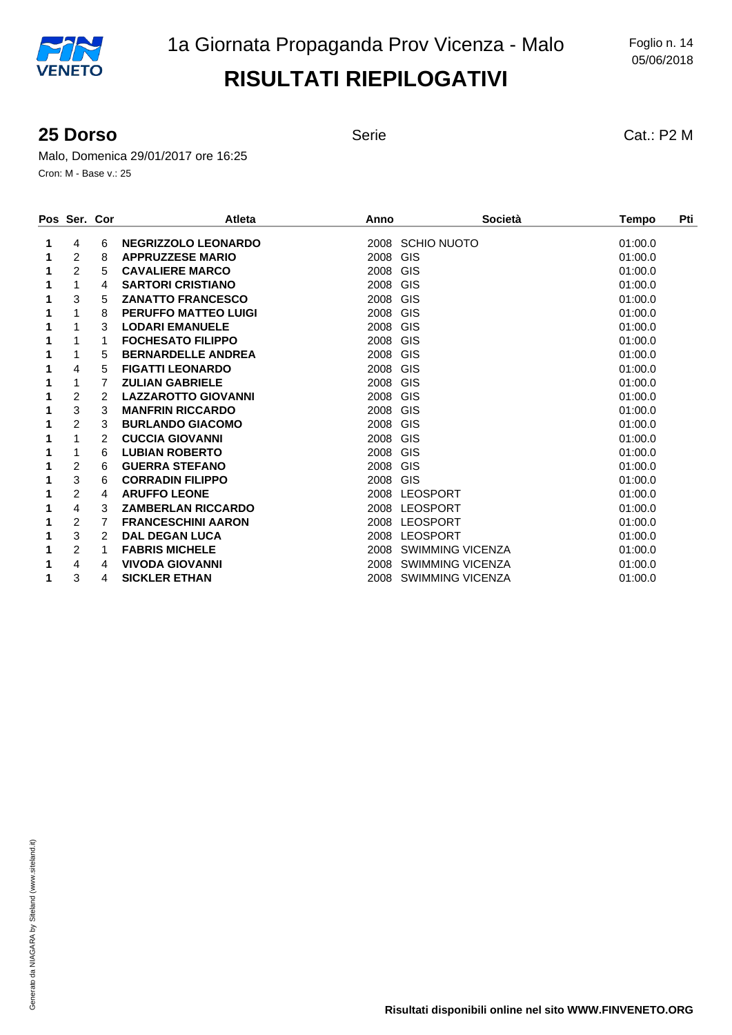1a Giornata Propaganda Prov Vicenza - Malo

# RISULTATI RIEPILOGATIVI

Foglio n. 14
05/06/2018

## 25 Dorso

Serie

Cat.: P2 M

Malo, Domenica 29/01/2017 ore 16:25

Cron: M - Base v.: 25

| Pos | Ser. | Cor | Atleta | Anno | Società | Tempo | Pti |
|---|---|---|---|---|---|---|---|
| 1 | 4 | 6 | NEGRIZZOLO LEONARDO | 2008 | SCHIO NUOTO | 01:00.0 | |
| 1 | 2 | 8 | APPRUZZESE MARIO | 2008 | GIS | 01:00.0 | |
| 1 | 2 | 5 | CAVALIERE MARCO | 2008 | GIS | 01:00.0 | |
| 1 | 1 | 4 | SARTORI CRISTIANO | 2008 | GIS | 01:00.0 | |
| 1 | 3 | 5 | ZANATTO FRANCESCO | 2008 | GIS | 01:00.0 | |
| 1 | 1 | 8 | PERUFFO MATTEO LUIGI | 2008 | GIS | 01:00.0 | |
| 1 | 1 | 3 | LODARI EMANUELE | 2008 | GIS | 01:00.0 | |
| 1 | 1 | 1 | FOCHESATO FILIPPO | 2008 | GIS | 01:00.0 | |
| 1 | 1 | 5 | BERNARDELLE ANDREA | 2008 | GIS | 01:00.0 | |
| 1 | 4 | 5 | FIGATTI LEONARDO | 2008 | GIS | 01:00.0 | |
| 1 | 1 | 7 | ZULIAN GABRIELE | 2008 | GIS | 01:00.0 | |
| 1 | 2 | 2 | LAZZAROTTO GIOVANNI | 2008 | GIS | 01:00.0 | |
| 1 | 3 | 3 | MANFRIN RICCARDO | 2008 | GIS | 01:00.0 | |
| 1 | 2 | 3 | BURLANDO GIACOMO | 2008 | GIS | 01:00.0 | |
| 1 | 1 | 2 | CUCCIA GIOVANNI | 2008 | GIS | 01:00.0 | |
| 1 | 1 | 6 | LUBIAN ROBERTO | 2008 | GIS | 01:00.0 | |
| 1 | 2 | 6 | GUERRA STEFANO | 2008 | GIS | 01:00.0 | |
| 1 | 3 | 6 | CORRADIN FILIPPO | 2008 | GIS | 01:00.0 | |
| 1 | 2 | 4 | ARUFFO LEONE | 2008 | LEOSPORT | 01:00.0 | |
| 1 | 4 | 3 | ZAMBERLAN RICCARDO | 2008 | LEOSPORT | 01:00.0 | |
| 1 | 2 | 7 | FRANCESCHINI AARON | 2008 | LEOSPORT | 01:00.0 | |
| 1 | 3 | 2 | DAL DEGAN LUCA | 2008 | LEOSPORT | 01:00.0 | |
| 1 | 2 | 1 | FABRIS MICHELE | 2008 | SWIMMING VICENZA | 01:00.0 | |
| 1 | 4 | 4 | VIVODA GIOVANNI | 2008 | SWIMMING VICENZA | 01:00.0 | |
| 1 | 3 | 4 | SICKLER ETHAN | 2008 | SWIMMING VICENZA | 01:00.0 | |

Generato da NIAGARA by Siteland (www.siteland.it)

**Risultati disponibili online nel sito WWW.FINVENETO.ORG**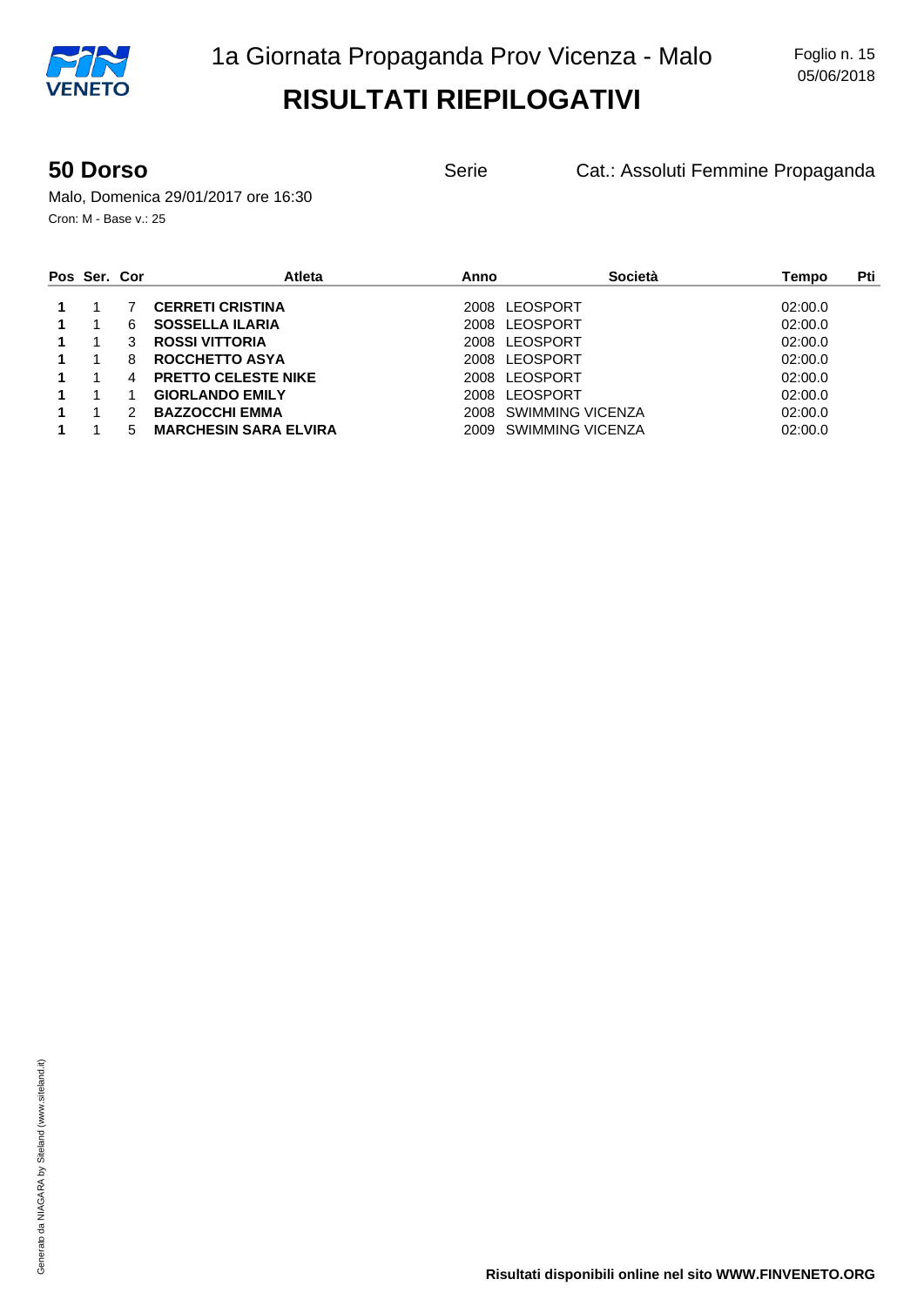# 1a Giornata Propaganda Prov Vicenza - Malo

Foglio n. 15
05/06/2018

## RISULTATI RIEPILOGATIVI

### 50 Dorso

Serie

Cat.: Assoluti Femmine Propaganda

Malo, Domenica 29/01/2017 ore 16:30

Cron: M - Base v.: 25

| Pos | Ser. | Cor | Atleta | Anno | Società | Tempo | Pti |
|---|---|---|---|---|---|---|---|
| **1** | 1 | 7 | **CERRETI CRISTINA** | 2008 | LEOSPORT | 02:00.0 | |
| **1** | 1 | 6 | **SOSSELLA ILARIA** | 2008 | LEOSPORT | 02:00.0 | |
| **1** | 1 | 3 | **ROSSI VITTORIA** | 2008 | LEOSPORT | 02:00.0 | |
| **1** | 1 | 8 | **ROCCHETTO ASYA** | 2008 | LEOSPORT | 02:00.0 | |
| **1** | 1 | 4 | **PRETTO CELESTE NIKE** | 2008 | LEOSPORT | 02:00.0 | |
| **1** | 1 | 1 | **GIORLANDO EMILY** | 2008 | LEOSPORT | 02:00.0 | |
| **1** | 1 | 2 | **BAZZOCCHI EMMA** | 2008 | SWIMMING VICENZA | 02:00.0 | |
| **1** | 1 | 5 | **MARCHESIN SARA ELVIRA** | 2009 | SWIMMING VICENZA | 02:00.0 | |

**Risultati disponibili online nel sito WWW.FINVENETO.ORG**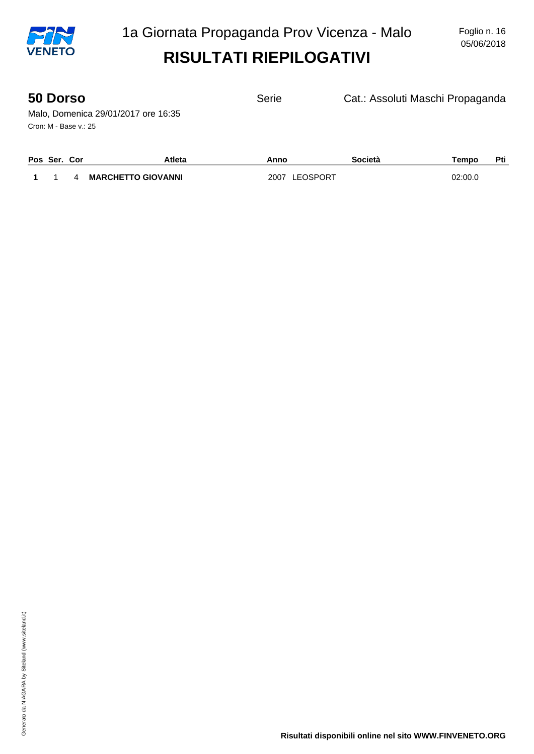# 1a Giornata Propaganda Prov Vicenza - Malo

## RISULTATI RIEPILOGATIVI

Foglio n. 16
05/06/2018

### 50 Dorso

Serie — Cat.: Assoluti Maschi Propaganda

Malo, Domenica 29/01/2017 ore 16:35

Cron: M - Base v.: 25

| Pos | Ser. | Cor | Atleta | Anno | Società | Tempo | Pti |
|---|---|---|---|---|---|---|---|
| **1** | 1 | 4 | **MARCHETTO GIOVANNI** | 2007 | LEOSPORT | 02:00.0 | |

Generato da NIAGARA by Siteland (www.siteland.it)

**Risultati disponibili online nel sito WWW.FINVENETO.ORG**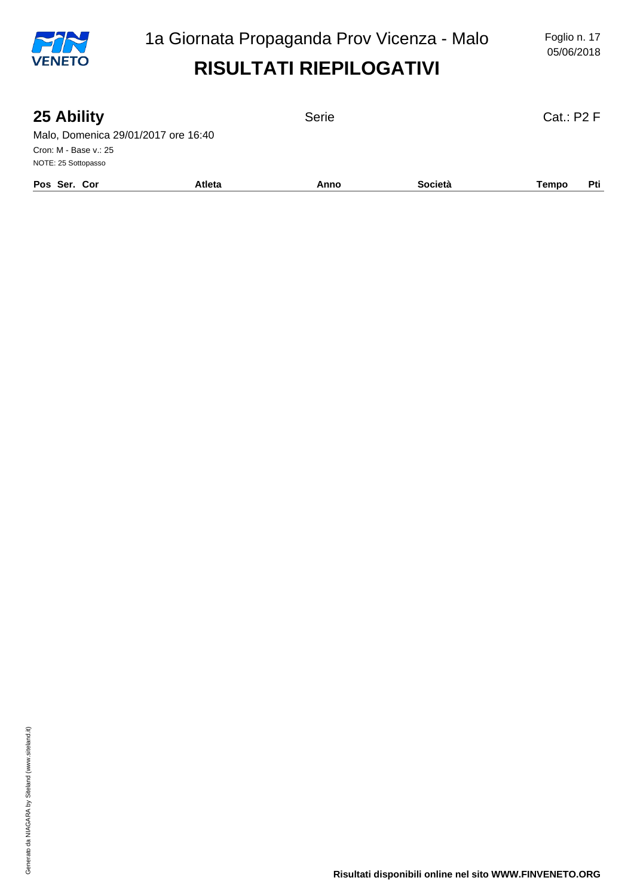# RISULTATI RIEPILOGATIVI

## 25 Ability

Serie

Cat.: P2 F

Malo, Domenica 29/01/2017 ore 16:40

Cron: M - Base v.: 25

NOTE: 25 Sottopasso

| Pos | Ser. | Cor | Atleta | Anno | Società | Tempo | Pti |
|---|---|---|---|---|---|---|---|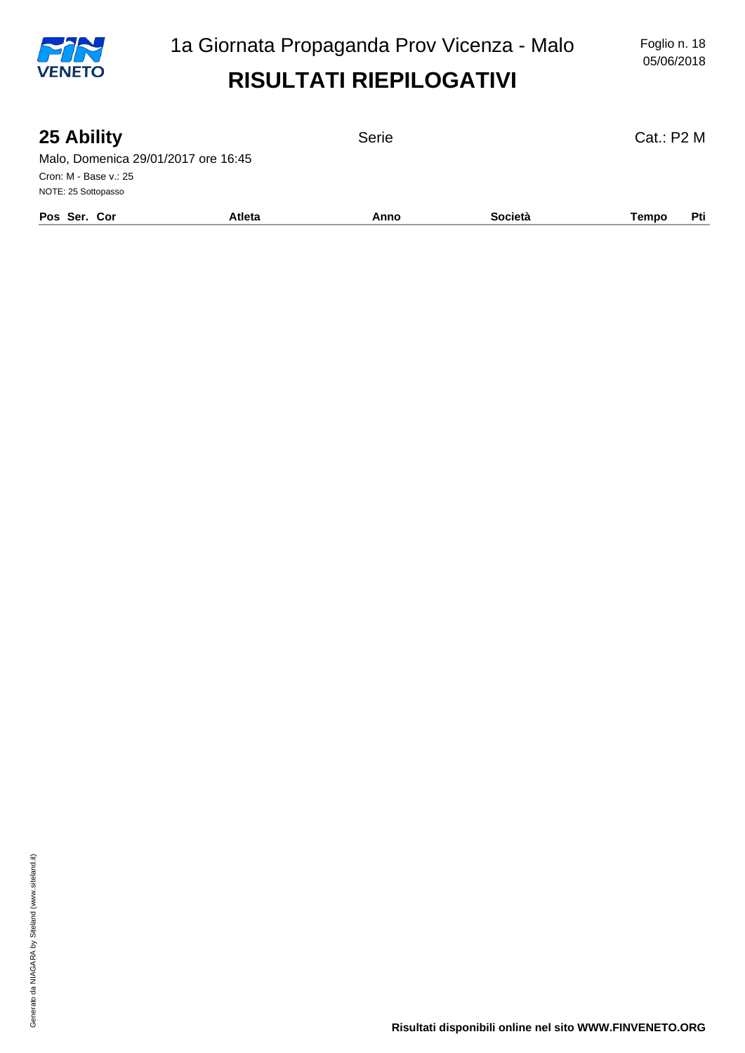# 1a Giornata Propaganda Prov Vicenza - Malo

## RISULTATI RIEPILOGATIVI

Foglio n. 18
05/06/2018

### 25 Ability

Serie

Cat.: P2 M

Malo, Domenica 29/01/2017 ore 16:45

Cron: M - Base v.: 25

NOTE: 25 Sottopasso

| Pos | Ser. | Cor | Atleta | Anno | Società | Tempo | Pti |
|---|---|---|---|---|---|---|---|

Generato da NIAGARA by Siteland (www.siteland.it)

**Risultati disponibili online nel sito WWW.FINVENETO.ORG**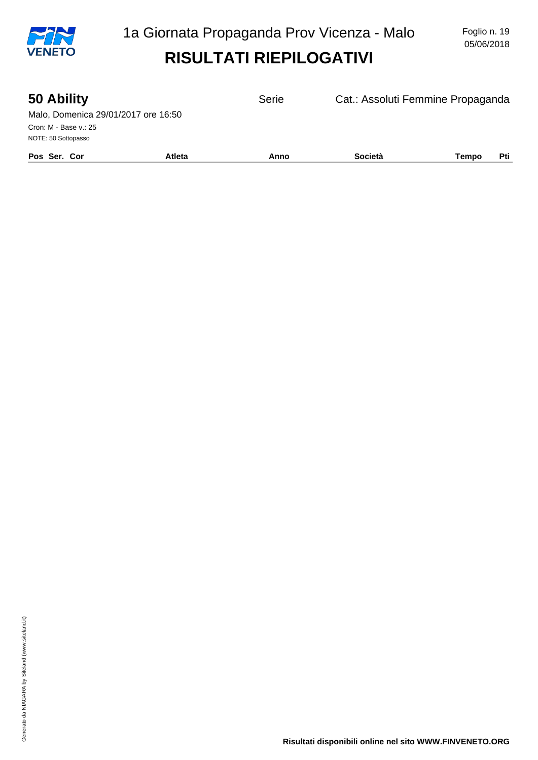# 1a Giornata Propaganda Prov Vicenza - Malo

## RISULTATI RIEPILOGATIVI

### 50 Ability

Serie — Cat.: Assoluti Femmine Propaganda

Malo, Domenica 29/01/2017 ore 16:50

Cron: M - Base v.: 25

NOTE: 50 Sottopasso

| Pos | Ser. | Cor | Atleta | Anno | Società | Tempo | Pti |
|---|---|---|---|---|---|---|---|

Risultati disponibili online nel sito WWW.FINVENETO.ORG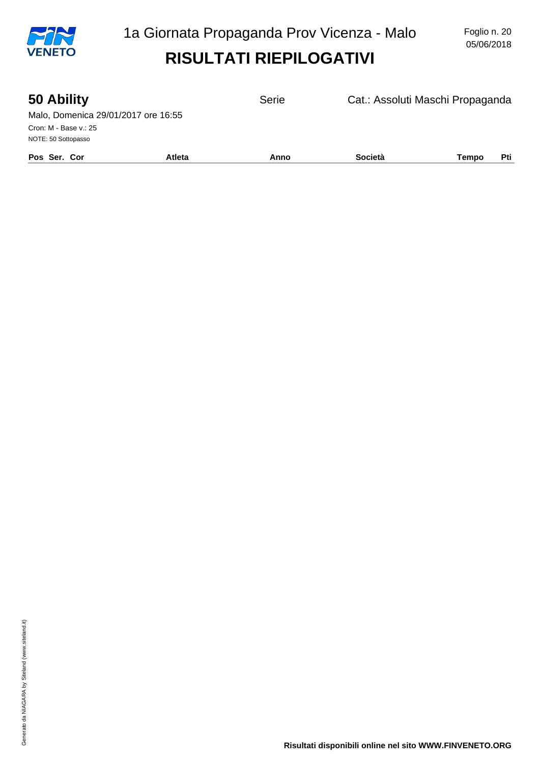# 1a Giornata Propaganda Prov Vicenza - Malo

## RISULTATI RIEPILOGATIVI

Foglio n. 20
05/06/2018

### 50 Ability

Serie

Cat.: Assoluti Maschi Propaganda

Malo, Domenica 29/01/2017 ore 16:55

Cron: M - Base v.: 25

NOTE: 50 Sottopasso

| Pos | Ser. | Cor | Atleta | Anno | Società | Tempo | Pti |
|---|---|---|---|---|---|---|---|

Generato da NIAGARA by Siteland (www.siteland.it)

**Risultati disponibili online nel sito WWW.FINVENETO.ORG**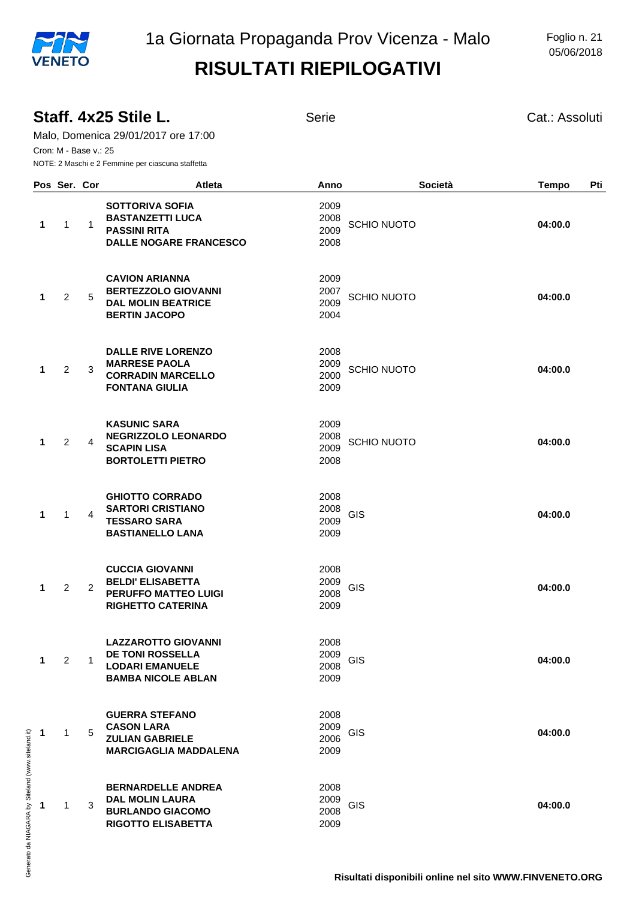# 1a Giornata Propaganda Prov Vicenza - Malo

## RISULTATI RIEPILOGATIVI

Foglio n. 21
05/06/2018

### Staff. 4x25 Stile L.

Serie — Cat.: Assoluti

Malo, Domenica 29/01/2017 ore 17:00

Cron: M - Base v.: 25

NOTE: 2 Maschi e 2 Femmine per ciascuna staffetta

| Pos | Ser. | Cor | Atleta | Anno | Società | Tempo | Pti |
|---|---|---|---|---|---|---|---|
| **1** | 1 | 1 | **SOTTORIVA SOFIA**<br>**BASTANZETTI LUCA**<br>**PASSINI RITA**<br>**DALLE NOGARE FRANCESCO** | 2009<br>2008<br>2009<br>2008 | SCHIO NUOTO | **04:00.0** | |
| **1** | 2 | 5 | **CAVION ARIANNA**<br>**BERTEZZOLO GIOVANNI**<br>**DAL MOLIN BEATRICE**<br>**BERTIN JACOPO** | 2009<br>2007<br>2009<br>2004 | SCHIO NUOTO | **04:00.0** | |
| **1** | 2 | 3 | **DALLE RIVE LORENZO**<br>**MARRESE PAOLA**<br>**CORRADIN MARCELLO**<br>**FONTANA GIULIA** | 2008<br>2009<br>2000<br>2009 | SCHIO NUOTO | **04:00.0** | |
| **1** | 2 | 4 | **KASUNIC SARA**<br>**NEGRIZZOLO LEONARDO**<br>**SCAPIN LISA**<br>**BORTOLETTI PIETRO** | 2009<br>2008<br>2009<br>2008 | SCHIO NUOTO | **04:00.0** | |
| **1** | 1 | 4 | **GHIOTTO CORRADO**<br>**SARTORI CRISTIANO**<br>**TESSARO SARA**<br>**BASTIANELLO LANA** | 2008<br>2008<br>2009<br>2009 | GIS | **04:00.0** | |
| **1** | 2 | 2 | **CUCCIA GIOVANNI**<br>**BELDI' ELISABETTA**<br>**PERUFFO MATTEO LUIGI**<br>**RIGHETTO CATERINA** | 2008<br>2009<br>2008<br>2009 | GIS | **04:00.0** | |
| **1** | 2 | 1 | **LAZZAROTTO GIOVANNI**<br>**DE TONI ROSSELLA**<br>**LODARI EMANUELE**<br>**BAMBA NICOLE ABLAN** | 2008<br>2009<br>2008<br>2009 | GIS | **04:00.0** | |
| **1** | 1 | 5 | **GUERRA STEFANO**<br>**CASON LARA**<br>**ZULIAN GABRIELE**<br>**MARCIGAGLIA MADDALENA** | 2008<br>2009<br>2006<br>2009 | GIS | **04:00.0** | |
| **1** | 1 | 3 | **BERNARDELLE ANDREA**<br>**DAL MOLIN LAURA**<br>**BURLANDO GIACOMO**<br>**RIGOTTO ELISABETTA** | 2008<br>2009<br>2008<br>2009 | GIS | **04:00.0** | |

**Risultati disponibili online nel sito WWW.FINVENETO.ORG**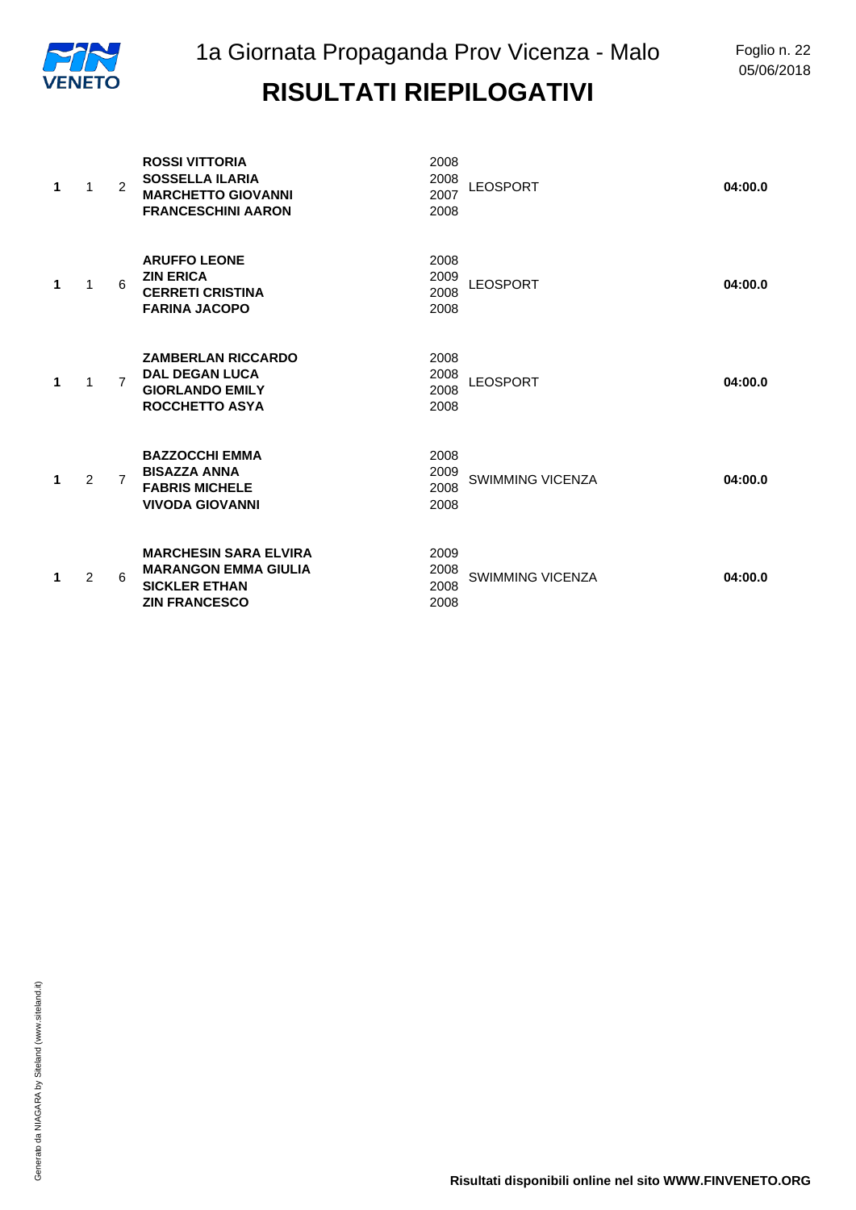# 1a Giornata Propaganda Prov Vicenza - Malo

## RISULTATI RIEPILOGATIVI

Foglio n. 22
05/06/2018

| | | | | | | |
|---|---|---|---|---|---|---|
| **1** | 1 | 2 | **ROSSI VITTORIA**<br>**SOSSELLA ILARIA**<br>**MARCHETTO GIOVANNI**<br>**FRANCESCHINI AARON** | 2008<br>2008<br>2007<br>2008 | LEOSPORT | **04:00.0** |
| **1** | 1 | 6 | **ARUFFO LEONE**<br>**ZIN ERICA**<br>**CERRETI CRISTINA**<br>**FARINA JACOPO** | 2008<br>2009<br>2008<br>2008 | LEOSPORT | **04:00.0** |
| **1** | 1 | 7 | **ZAMBERLAN RICCARDO**<br>**DAL DEGAN LUCA**<br>**GIORLANDO EMILY**<br>**ROCCHETTO ASYA** | 2008<br>2008<br>2008<br>2008 | LEOSPORT | **04:00.0** |
| **1** | 2 | 7 | **BAZZOCCHI EMMA**<br>**BISAZZA ANNA**<br>**FABRIS MICHELE**<br>**VIVODA GIOVANNI** | 2008<br>2009<br>2008<br>2008 | SWIMMING VICENZA | **04:00.0** |
| **1** | 2 | 6 | **MARCHESIN SARA ELVIRA**<br>**MARANGON EMMA GIULIA**<br>**SICKLER ETHAN**<br>**ZIN FRANCESCO** | 2009<br>2008<br>2008<br>2008 | SWIMMING VICENZA | **04:00.0** |

Generato da NIAGARA by Siteland (www.siteland.it)

**Risultati disponibili online nel sito WWW.FINVENETO.ORG**